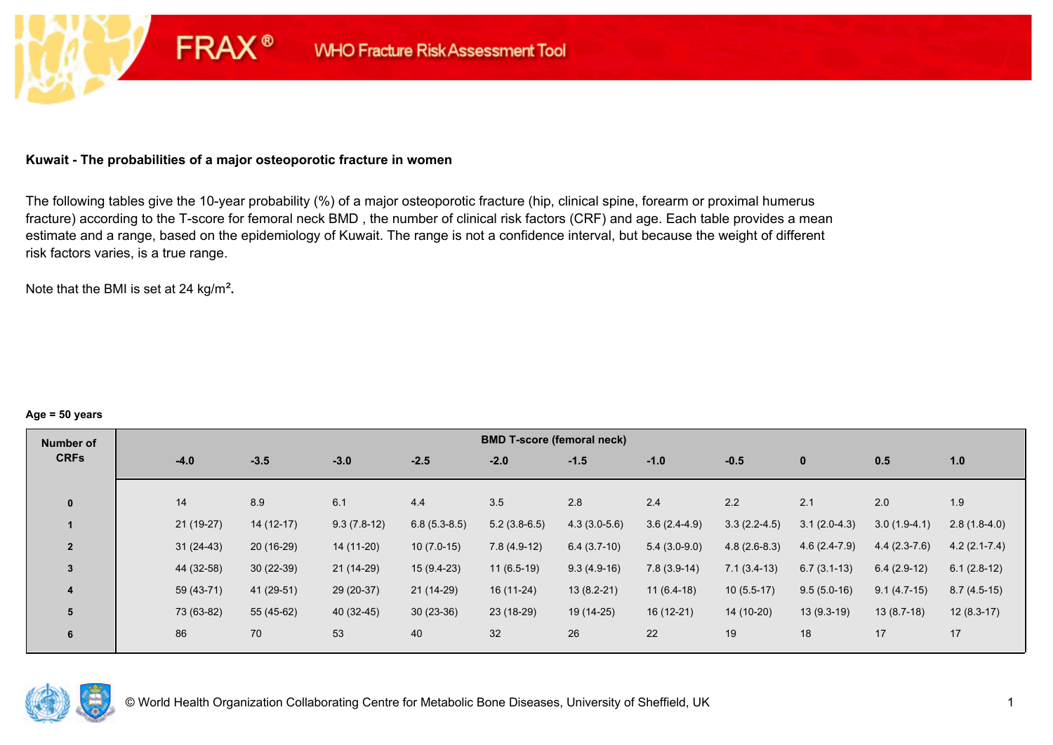FRAX® WHO Fracture Risk Assessment Tool

### Kuwait - The probabilities of a major osteoporotic fracture in women

The following tables give the 10-year probability (%) of a major osteoporotic fracture (hip, clinical spine, forearm or proximal humerus fracture) according to the T-score for femoral neck BMD , the number of clinical risk factors (CRF) and age. Each table provides a mean estimate and a range, based on the epidemiology of Kuwait. The range is not a confidence interval, but because the weight of different risk factors varies, is a true range.

Note that the BMI is set at 24 kg/m².

**Age = 50 years**

| Number of CRFs | BMD T-score (femoral neck) | | | | | | | | | | |
|---|---|---|---|---|---|---|---|---|---|---|---|
| | -4.0 | -3.5 | -3.0 | -2.5 | -2.0 | -1.5 | -1.0 | -0.5 | 0 | 0.5 | 1.0 |
| 0 | 14 | 8.9 | 6.1 | 4.4 | 3.5 | 2.8 | 2.4 | 2.2 | 2.1 | 2.0 | 1.9 |
| 1 | 21 (19-27) | 14 (12-17) | 9.3 (7.8-12) | 6.8 (5.3-8.5) | 5.2 (3.8-6.5) | 4.3 (3.0-5.6) | 3.6 (2.4-4.9) | 3.3 (2.2-4.5) | 3.1 (2.0-4.3) | 3.0 (1.9-4.1) | 2.8 (1.8-4.0) |
| 2 | 31 (24-43) | 20 (16-29) | 14 (11-20) | 10 (7.0-15) | 7.8 (4.9-12) | 6.4 (3.7-10) | 5.4 (3.0-9.0) | 4.8 (2.6-8.3) | 4.6 (2.4-7.9) | 4.4 (2.3-7.6) | 4.2 (2.1-7.4) |
| 3 | 44 (32-58) | 30 (22-39) | 21 (14-29) | 15 (9.4-23) | 11 (6.5-19) | 9.3 (4.9-16) | 7.8 (3.9-14) | 7.1 (3.4-13) | 6.7 (3.1-13) | 6.4 (2.9-12) | 6.1 (2.8-12) |
| 4 | 59 (43-71) | 41 (29-51) | 29 (20-37) | 21 (14-29) | 16 (11-24) | 13 (8.2-21) | 11 (6.4-18) | 10 (5.5-17) | 9.5 (5.0-16) | 9.1 (4.7-15) | 8.7 (4.5-15) |
| 5 | 73 (63-82) | 55 (45-62) | 40 (32-45) | 30 (23-36) | 23 (18-29) | 19 (14-25) | 16 (12-21) | 14 (10-20) | 13 (9.3-19) | 13 (8.7-18) | 12 (8.3-17) |
| 6 | 86 | 70 | 53 | 40 | 32 | 26 | 22 | 19 | 18 | 17 | 17 |

© World Health Organization Collaborating Centre for Metabolic Bone Diseases, University of Sheffield, UK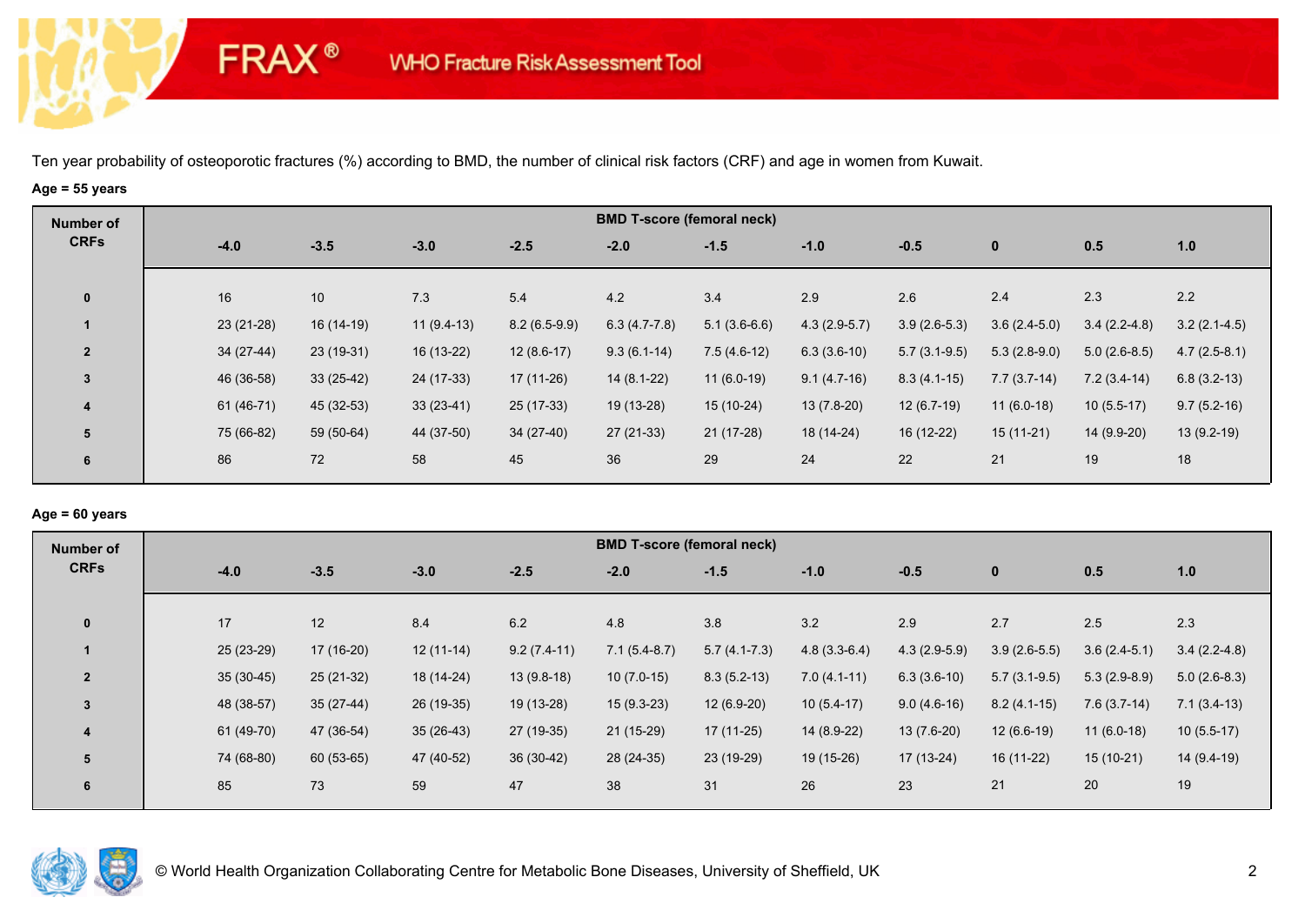Ten year probability of osteoporotic fractures (%) according to BMD, the number of clinical risk factors (CRF) and age in women from Kuwait.

**Age = 55 years**

| Number of CRFs | BMD T-score (femoral neck) | | | | | | | | | | |
|---|---|---|---|---|---|---|---|---|---|---|---|
| | -4.0 | -3.5 | -3.0 | -2.5 | -2.0 | -1.5 | -1.0 | -0.5 | 0 | 0.5 | 1.0 |
| 0 | 16 | 10 | 7.3 | 5.4 | 4.2 | 3.4 | 2.9 | 2.6 | 2.4 | 2.3 | 2.2 |
| 1 | 23 (21-28) | 16 (14-19) | 11 (9.4-13) | 8.2 (6.5-9.9) | 6.3 (4.7-7.8) | 5.1 (3.6-6.6) | 4.3 (2.9-5.7) | 3.9 (2.6-5.3) | 3.6 (2.4-5.0) | 3.4 (2.2-4.8) | 3.2 (2.1-4.5) |
| 2 | 34 (27-44) | 23 (19-31) | 16 (13-22) | 12 (8.6-17) | 9.3 (6.1-14) | 7.5 (4.6-12) | 6.3 (3.6-10) | 5.7 (3.1-9.5) | 5.3 (2.8-9.0) | 5.0 (2.6-8.5) | 4.7 (2.5-8.1) |
| 3 | 46 (36-58) | 33 (25-42) | 24 (17-33) | 17 (11-26) | 14 (8.1-22) | 11 (6.0-19) | 9.1 (4.7-16) | 8.3 (4.1-15) | 7.7 (3.7-14) | 7.2 (3.4-14) | 6.8 (3.2-13) |
| 4 | 61 (46-71) | 45 (32-53) | 33 (23-41) | 25 (17-33) | 19 (13-28) | 15 (10-24) | 13 (7.8-20) | 12 (6.7-19) | 11 (6.0-18) | 10 (5.5-17) | 9.7 (5.2-16) |
| 5 | 75 (66-82) | 59 (50-64) | 44 (37-50) | 34 (27-40) | 27 (21-33) | 21 (17-28) | 18 (14-24) | 16 (12-22) | 15 (11-21) | 14 (9.9-20) | 13 (9.2-19) |
| 6 | 86 | 72 | 58 | 45 | 36 | 29 | 24 | 22 | 21 | 19 | 18 |

**Age = 60 years**

| Number of CRFs | BMD T-score (femoral neck) | | | | | | | | | | |
|---|---|---|---|---|---|---|---|---|---|---|---|
| | -4.0 | -3.5 | -3.0 | -2.5 | -2.0 | -1.5 | -1.0 | -0.5 | 0 | 0.5 | 1.0 |
| 0 | 17 | 12 | 8.4 | 6.2 | 4.8 | 3.8 | 3.2 | 2.9 | 2.7 | 2.5 | 2.3 |
| 1 | 25 (23-29) | 17 (16-20) | 12 (11-14) | 9.2 (7.4-11) | 7.1 (5.4-8.7) | 5.7 (4.1-7.3) | 4.8 (3.3-6.4) | 4.3 (2.9-5.9) | 3.9 (2.6-5.5) | 3.6 (2.4-5.1) | 3.4 (2.2-4.8) |
| 2 | 35 (30-45) | 25 (21-32) | 18 (14-24) | 13 (9.8-18) | 10 (7.0-15) | 8.3 (5.2-13) | 7.0 (4.1-11) | 6.3 (3.6-10) | 5.7 (3.1-9.5) | 5.3 (2.9-8.9) | 5.0 (2.6-8.3) |
| 3 | 48 (38-57) | 35 (27-44) | 26 (19-35) | 19 (13-28) | 15 (9.3-23) | 12 (6.9-20) | 10 (5.4-17) | 9.0 (4.6-16) | 8.2 (4.1-15) | 7.6 (3.7-14) | 7.1 (3.4-13) |
| 4 | 61 (49-70) | 47 (36-54) | 35 (26-43) | 27 (19-35) | 21 (15-29) | 17 (11-25) | 14 (8.9-22) | 13 (7.6-20) | 12 (6.6-19) | 11 (6.0-18) | 10 (5.5-17) |
| 5 | 74 (68-80) | 60 (53-65) | 47 (40-52) | 36 (30-42) | 28 (24-35) | 23 (19-29) | 19 (15-26) | 17 (13-24) | 16 (11-22) | 15 (10-21) | 14 (9.4-19) |
| 6 | 85 | 73 | 59 | 47 | 38 | 31 | 26 | 23 | 21 | 20 | 19 |

© World Health Organization Collaborating Centre for Metabolic Bone Diseases, University of Sheffield, UK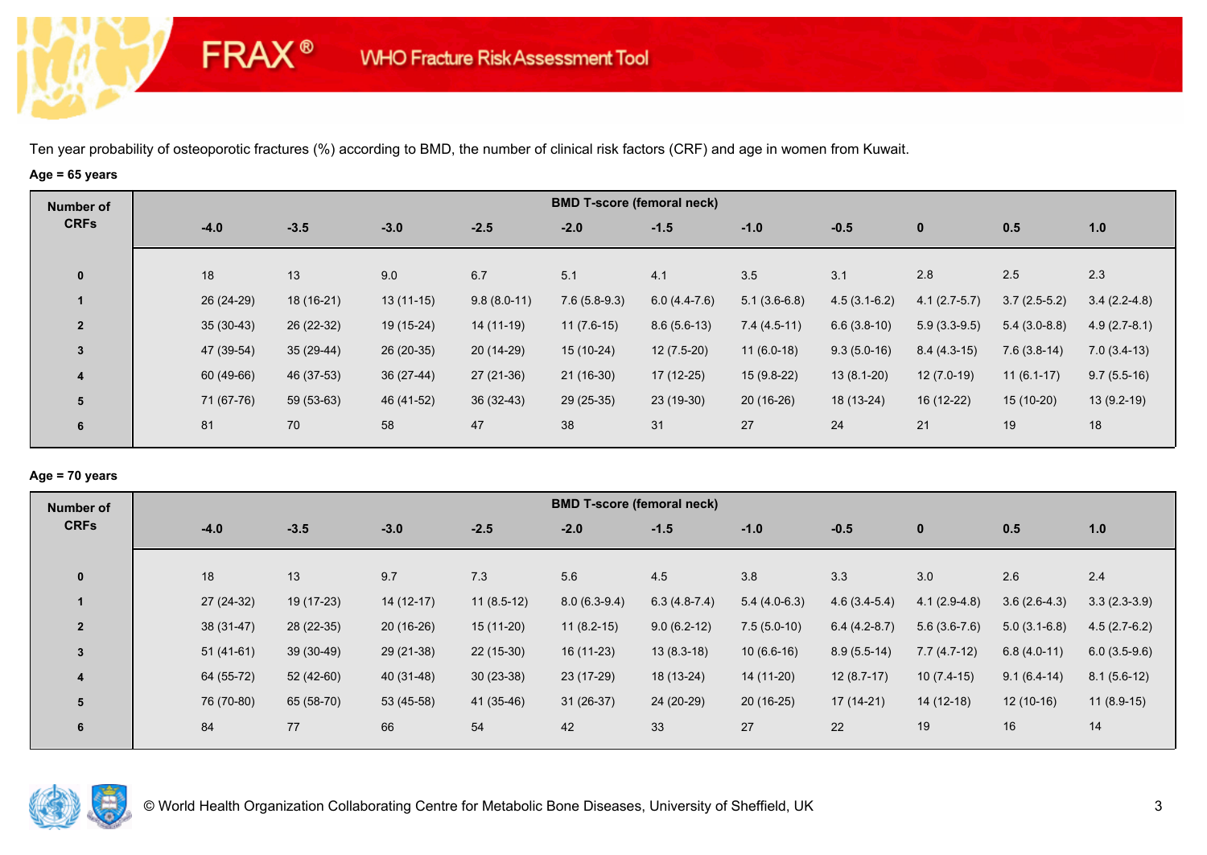FRAX® WHO Fracture Risk Assessment Tool

Ten year probability of osteoporotic fractures (%) according to BMD, the number of clinical risk factors (CRF) and age in women from Kuwait.

**Age = 65 years**

| Number of CRFs | BMD T-score (femoral neck) | | | | | | | | | | |
|---|---|---|---|---|---|---|---|---|---|---|---|
| | -4.0 | -3.5 | -3.0 | -2.5 | -2.0 | -1.5 | -1.0 | -0.5 | 0 | 0.5 | 1.0 |
| 0 | 18 | 13 | 9.0 | 6.7 | 5.1 | 4.1 | 3.5 | 3.1 | 2.8 | 2.5 | 2.3 |
| 1 | 26 (24-29) | 18 (16-21) | 13 (11-15) | 9.8 (8.0-11) | 7.6 (5.8-9.3) | 6.0 (4.4-7.6) | 5.1 (3.6-6.8) | 4.5 (3.1-6.2) | 4.1 (2.7-5.7) | 3.7 (2.5-5.2) | 3.4 (2.2-4.8) |
| 2 | 35 (30-43) | 26 (22-32) | 19 (15-24) | 14 (11-19) | 11 (7.6-15) | 8.6 (5.6-13) | 7.4 (4.5-11) | 6.6 (3.8-10) | 5.9 (3.3-9.5) | 5.4 (3.0-8.8) | 4.9 (2.7-8.1) |
| 3 | 47 (39-54) | 35 (29-44) | 26 (20-35) | 20 (14-29) | 15 (10-24) | 12 (7.5-20) | 11 (6.0-18) | 9.3 (5.0-16) | 8.4 (4.3-15) | 7.6 (3.8-14) | 7.0 (3.4-13) |
| 4 | 60 (49-66) | 46 (37-53) | 36 (27-44) | 27 (21-36) | 21 (16-30) | 17 (12-25) | 15 (9.8-22) | 13 (8.1-20) | 12 (7.0-19) | 11 (6.1-17) | 9.7 (5.5-16) |
| 5 | 71 (67-76) | 59 (53-63) | 46 (41-52) | 36 (32-43) | 29 (25-35) | 23 (19-30) | 20 (16-26) | 18 (13-24) | 16 (12-22) | 15 (10-20) | 13 (9.2-19) |
| 6 | 81 | 70 | 58 | 47 | 38 | 31 | 27 | 24 | 21 | 19 | 18 |

**Age = 70 years**

| Number of CRFs | BMD T-score (femoral neck) | | | | | | | | | | |
|---|---|---|---|---|---|---|---|---|---|---|---|
| | -4.0 | -3.5 | -3.0 | -2.5 | -2.0 | -1.5 | -1.0 | -0.5 | 0 | 0.5 | 1.0 |
| 0 | 18 | 13 | 9.7 | 7.3 | 5.6 | 4.5 | 3.8 | 3.3 | 3.0 | 2.6 | 2.4 |
| 1 | 27 (24-32) | 19 (17-23) | 14 (12-17) | 11 (8.5-12) | 8.0 (6.3-9.4) | 6.3 (4.8-7.4) | 5.4 (4.0-6.3) | 4.6 (3.4-5.4) | 4.1 (2.9-4.8) | 3.6 (2.6-4.3) | 3.3 (2.3-3.9) |
| 2 | 38 (31-47) | 28 (22-35) | 20 (16-26) | 15 (11-20) | 11 (8.2-15) | 9.0 (6.2-12) | 7.5 (5.0-10) | 6.4 (4.2-8.7) | 5.6 (3.6-7.6) | 5.0 (3.1-6.8) | 4.5 (2.7-6.2) |
| 3 | 51 (41-61) | 39 (30-49) | 29 (21-38) | 22 (15-30) | 16 (11-23) | 13 (8.3-18) | 10 (6.6-16) | 8.9 (5.5-14) | 7.7 (4.7-12) | 6.8 (4.0-11) | 6.0 (3.5-9.6) |
| 4 | 64 (55-72) | 52 (42-60) | 40 (31-48) | 30 (23-38) | 23 (17-29) | 18 (13-24) | 14 (11-20) | 12 (8.7-17) | 10 (7.4-15) | 9.1 (6.4-14) | 8.1 (5.6-12) |
| 5 | 76 (70-80) | 65 (58-70) | 53 (45-58) | 41 (35-46) | 31 (26-37) | 24 (20-29) | 20 (16-25) | 17 (14-21) | 14 (12-18) | 12 (10-16) | 11 (8.9-15) |
| 6 | 84 | 77 | 66 | 54 | 42 | 33 | 27 | 22 | 19 | 16 | 14 |

© World Health Organization Collaborating Centre for Metabolic Bone Diseases, University of Sheffield, UK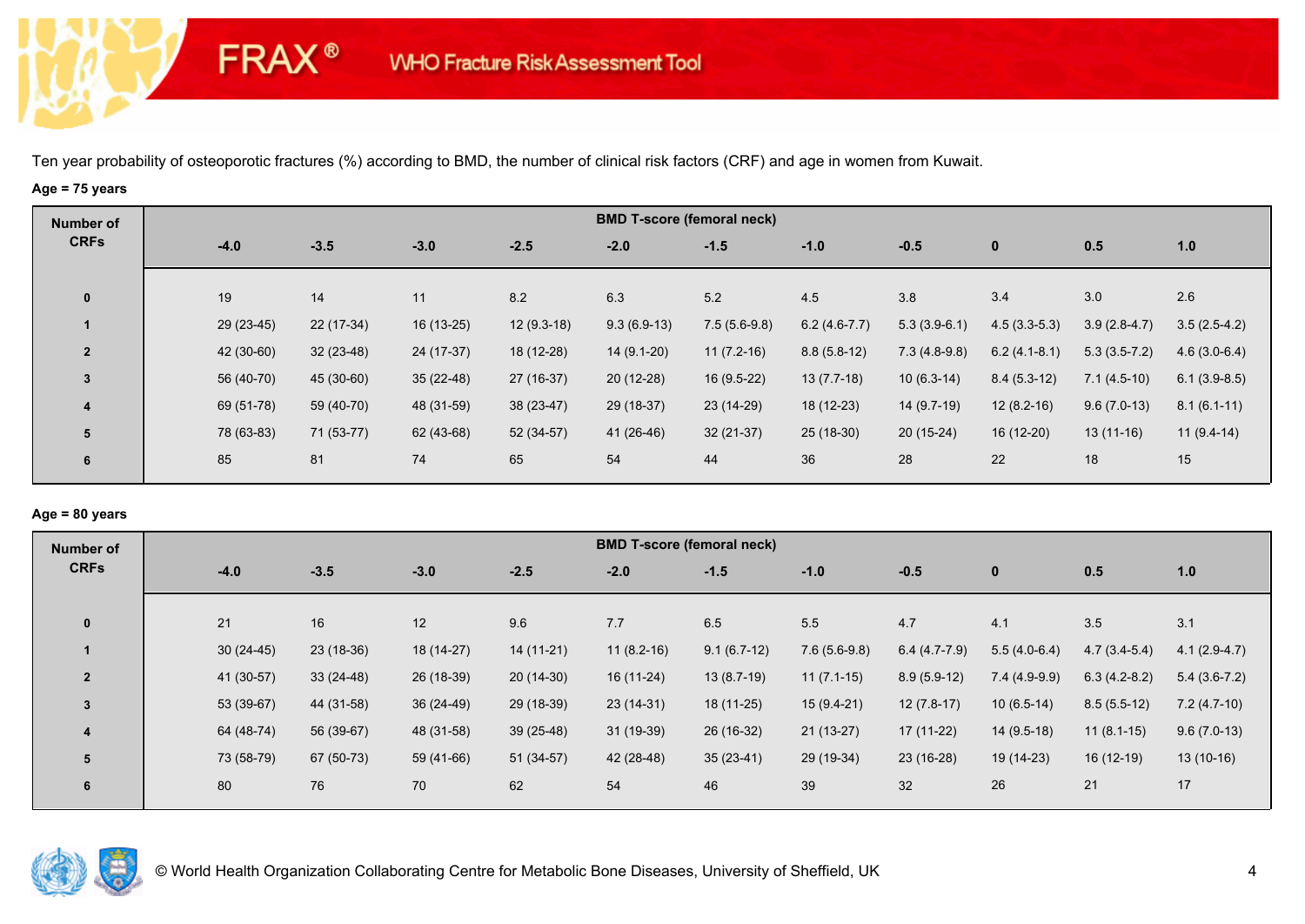# FRAX® WHO Fracture Risk Assessment Tool

Ten year probability of osteoporotic fractures (%) according to BMD, the number of clinical risk factors (CRF) and age in women from Kuwait.

**Age = 75 years**

| Number of CRFs | BMD T-score (femoral neck) | | | | | | | | | | |
|---|---|---|---|---|---|---|---|---|---|---|---|
| | -4.0 | -3.5 | -3.0 | -2.5 | -2.0 | -1.5 | -1.0 | -0.5 | 0 | 0.5 | 1.0 |
| 0 | 19 | 14 | 11 | 8.2 | 6.3 | 5.2 | 4.5 | 3.8 | 3.4 | 3.0 | 2.6 |
| 1 | 29 (23-45) | 22 (17-34) | 16 (13-25) | 12 (9.3-18) | 9.3 (6.9-13) | 7.5 (5.6-9.8) | 6.2 (4.6-7.7) | 5.3 (3.9-6.1) | 4.5 (3.3-5.3) | 3.9 (2.8-4.7) | 3.5 (2.5-4.2) |
| 2 | 42 (30-60) | 32 (23-48) | 24 (17-37) | 18 (12-28) | 14 (9.1-20) | 11 (7.2-16) | 8.8 (5.8-12) | 7.3 (4.8-9.8) | 6.2 (4.1-8.1) | 5.3 (3.5-7.2) | 4.6 (3.0-6.4) |
| 3 | 56 (40-70) | 45 (30-60) | 35 (22-48) | 27 (16-37) | 20 (12-28) | 16 (9.5-22) | 13 (7.7-18) | 10 (6.3-14) | 8.4 (5.3-12) | 7.1 (4.5-10) | 6.1 (3.9-8.5) |
| 4 | 69 (51-78) | 59 (40-70) | 48 (31-59) | 38 (23-47) | 29 (18-37) | 23 (14-29) | 18 (12-23) | 14 (9.7-19) | 12 (8.2-16) | 9.6 (7.0-13) | 8.1 (6.1-11) |
| 5 | 78 (63-83) | 71 (53-77) | 62 (43-68) | 52 (34-57) | 41 (26-46) | 32 (21-37) | 25 (18-30) | 20 (15-24) | 16 (12-20) | 13 (11-16) | 11 (9.4-14) |
| 6 | 85 | 81 | 74 | 65 | 54 | 44 | 36 | 28 | 22 | 18 | 15 |

**Age = 80 years**

| Number of CRFs | BMD T-score (femoral neck) | | | | | | | | | | |
|---|---|---|---|---|---|---|---|---|---|---|---|
| | -4.0 | -3.5 | -3.0 | -2.5 | -2.0 | -1.5 | -1.0 | -0.5 | 0 | 0.5 | 1.0 |
| 0 | 21 | 16 | 12 | 9.6 | 7.7 | 6.5 | 5.5 | 4.7 | 4.1 | 3.5 | 3.1 |
| 1 | 30 (24-45) | 23 (18-36) | 18 (14-27) | 14 (11-21) | 11 (8.2-16) | 9.1 (6.7-12) | 7.6 (5.6-9.8) | 6.4 (4.7-7.9) | 5.5 (4.0-6.4) | 4.7 (3.4-5.4) | 4.1 (2.9-4.7) |
| 2 | 41 (30-57) | 33 (24-48) | 26 (18-39) | 20 (14-30) | 16 (11-24) | 13 (8.7-19) | 11 (7.1-15) | 8.9 (5.9-12) | 7.4 (4.9-9.9) | 6.3 (4.2-8.2) | 5.4 (3.6-7.2) |
| 3 | 53 (39-67) | 44 (31-58) | 36 (24-49) | 29 (18-39) | 23 (14-31) | 18 (11-25) | 15 (9.4-21) | 12 (7.8-17) | 10 (6.5-14) | 8.5 (5.5-12) | 7.2 (4.7-10) |
| 4 | 64 (48-74) | 56 (39-67) | 48 (31-58) | 39 (25-48) | 31 (19-39) | 26 (16-32) | 21 (13-27) | 17 (11-22) | 14 (9.5-18) | 11 (8.1-15) | 9.6 (7.0-13) |
| 5 | 73 (58-79) | 67 (50-73) | 59 (41-66) | 51 (34-57) | 42 (28-48) | 35 (23-41) | 29 (19-34) | 23 (16-28) | 19 (14-23) | 16 (12-19) | 13 (10-16) |
| 6 | 80 | 76 | 70 | 62 | 54 | 46 | 39 | 32 | 26 | 21 | 17 |

© World Health Organization Collaborating Centre for Metabolic Bone Diseases, University of Sheffield, UK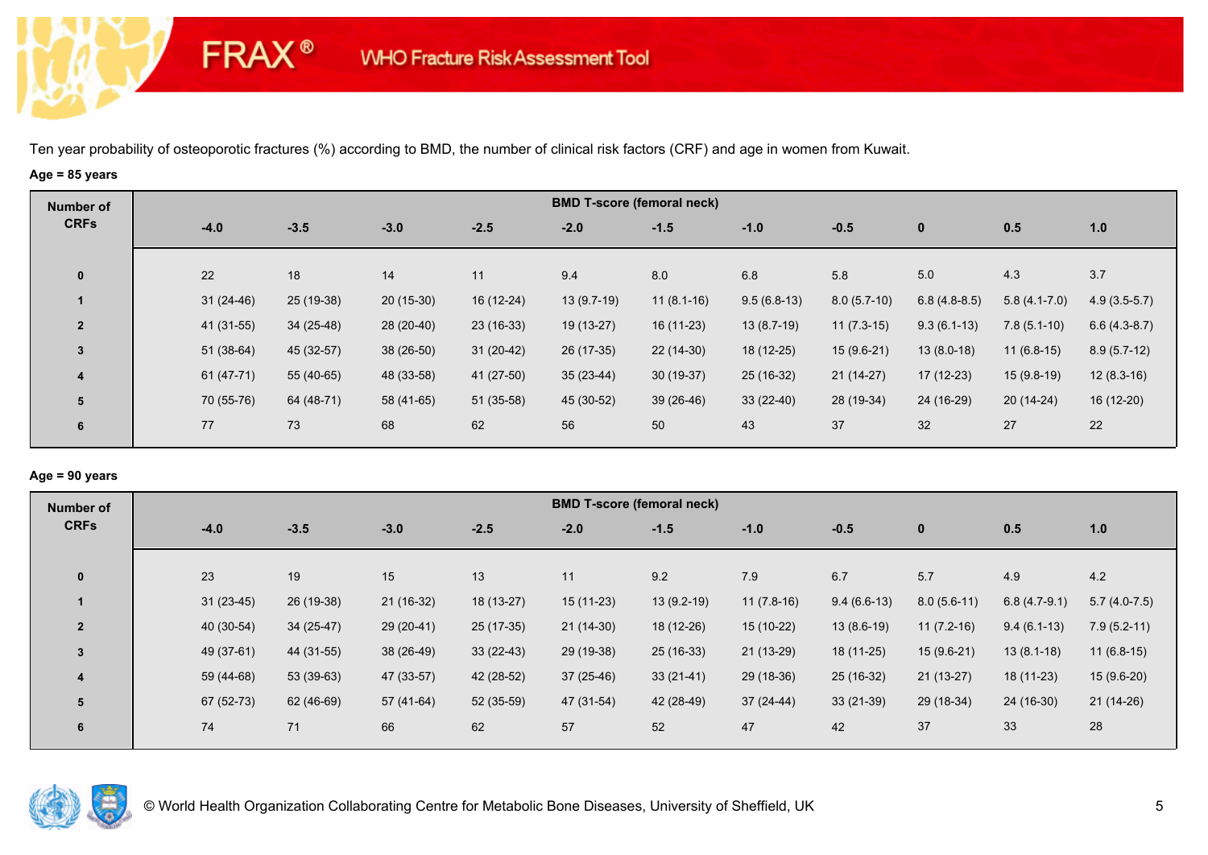Ten year probability of osteoporotic fractures (%) according to BMD, the number of clinical risk factors (CRF) and age in women from Kuwait.

**Age = 85 years**

| Number of CRFs | BMD T-score (femoral neck) | | | | | | | | | | |
|---|---|---|---|---|---|---|---|---|---|---|---|
| | -4.0 | -3.5 | -3.0 | -2.5 | -2.0 | -1.5 | -1.0 | -0.5 | 0 | 0.5 | 1.0 |
| 0 | 22 | 18 | 14 | 11 | 9.4 | 8.0 | 6.8 | 5.8 | 5.0 | 4.3 | 3.7 |
| 1 | 31 (24-46) | 25 (19-38) | 20 (15-30) | 16 (12-24) | 13 (9.7-19) | 11 (8.1-16) | 9.5 (6.8-13) | 8.0 (5.7-10) | 6.8 (4.8-8.5) | 5.8 (4.1-7.0) | 4.9 (3.5-5.7) |
| 2 | 41 (31-55) | 34 (25-48) | 28 (20-40) | 23 (16-33) | 19 (13-27) | 16 (11-23) | 13 (8.7-19) | 11 (7.3-15) | 9.3 (6.1-13) | 7.8 (5.1-10) | 6.6 (4.3-8.7) |
| 3 | 51 (38-64) | 45 (32-57) | 38 (26-50) | 31 (20-42) | 26 (17-35) | 22 (14-30) | 18 (12-25) | 15 (9.6-21) | 13 (8.0-18) | 11 (6.8-15) | 8.9 (5.7-12) |
| 4 | 61 (47-71) | 55 (40-65) | 48 (33-58) | 41 (27-50) | 35 (23-44) | 30 (19-37) | 25 (16-32) | 21 (14-27) | 17 (12-23) | 15 (9.8-19) | 12 (8.3-16) |
| 5 | 70 (55-76) | 64 (48-71) | 58 (41-65) | 51 (35-58) | 45 (30-52) | 39 (26-46) | 33 (22-40) | 28 (19-34) | 24 (16-29) | 20 (14-24) | 16 (12-20) |
| 6 | 77 | 73 | 68 | 62 | 56 | 50 | 43 | 37 | 32 | 27 | 22 |

**Age = 90 years**

| Number of CRFs | BMD T-score (femoral neck) | | | | | | | | | | |
|---|---|---|---|---|---|---|---|---|---|---|---|
| | -4.0 | -3.5 | -3.0 | -2.5 | -2.0 | -1.5 | -1.0 | -0.5 | 0 | 0.5 | 1.0 |
| 0 | 23 | 19 | 15 | 13 | 11 | 9.2 | 7.9 | 6.7 | 5.7 | 4.9 | 4.2 |
| 1 | 31 (23-45) | 26 (19-38) | 21 (16-32) | 18 (13-27) | 15 (11-23) | 13 (9.2-19) | 11 (7.8-16) | 9.4 (6.6-13) | 8.0 (5.6-11) | 6.8 (4.7-9.1) | 5.7 (4.0-7.5) |
| 2 | 40 (30-54) | 34 (25-47) | 29 (20-41) | 25 (17-35) | 21 (14-30) | 18 (12-26) | 15 (10-22) | 13 (8.6-19) | 11 (7.2-16) | 9.4 (6.1-13) | 7.9 (5.2-11) |
| 3 | 49 (37-61) | 44 (31-55) | 38 (26-49) | 33 (22-43) | 29 (19-38) | 25 (16-33) | 21 (13-29) | 18 (11-25) | 15 (9.6-21) | 13 (8.1-18) | 11 (6.8-15) |
| 4 | 59 (44-68) | 53 (39-63) | 47 (33-57) | 42 (28-52) | 37 (25-46) | 33 (21-41) | 29 (18-36) | 25 (16-32) | 21 (13-27) | 18 (11-23) | 15 (9.6-20) |
| 5 | 67 (52-73) | 62 (46-69) | 57 (41-64) | 52 (35-59) | 47 (31-54) | 42 (28-49) | 37 (24-44) | 33 (21-39) | 29 (18-34) | 24 (16-30) | 21 (14-26) |
| 6 | 74 | 71 | 66 | 62 | 57 | 52 | 47 | 42 | 37 | 33 | 28 |

© World Health Organization Collaborating Centre for Metabolic Bone Diseases, University of Sheffield, UK